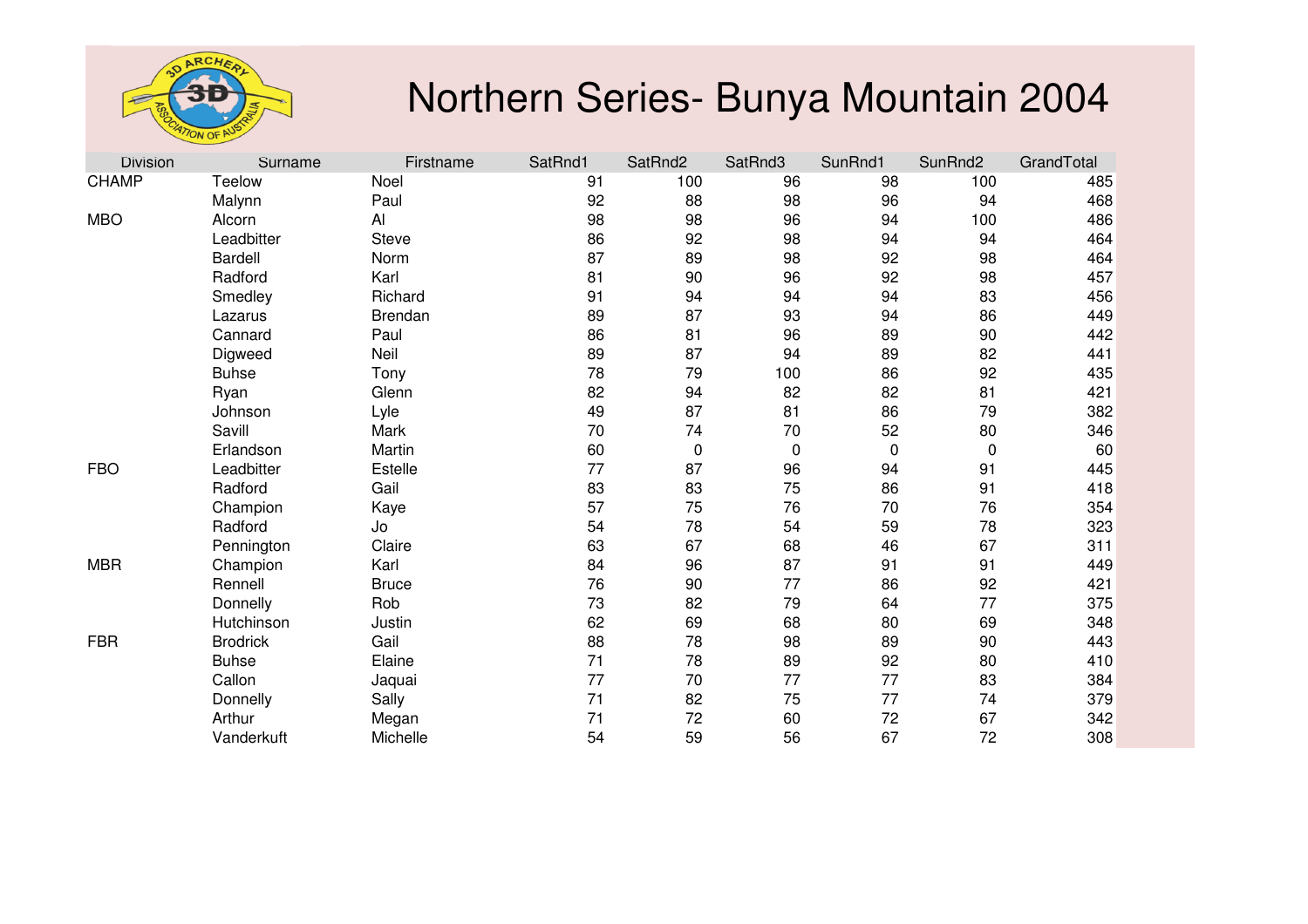# Northern Series- Bunya Mountain 2004

| Division | Surname | Firstname | SatRnd1 | SatRnd2 | SatRnd3 | SunRnd1 | SunRnd2 | GrandTotal |
|---|---|---|---|---|---|---|---|---|
| CHAMP | Teelow | Noel | 91 | 100 | 96 | 98 | 100 | 485 |
| | Malynn | Paul | 92 | 88 | 98 | 96 | 94 | 468 |
| MBO | Alcorn | Al | 98 | 98 | 96 | 94 | 100 | 486 |
| | Leadbitter | Steve | 86 | 92 | 98 | 94 | 94 | 464 |
| | Bardell | Norm | 87 | 89 | 98 | 92 | 98 | 464 |
| | Radford | Karl | 81 | 90 | 96 | 92 | 98 | 457 |
| | Smedley | Richard | 91 | 94 | 94 | 94 | 83 | 456 |
| | Lazarus | Brendan | 89 | 87 | 93 | 94 | 86 | 449 |
| | Cannard | Paul | 86 | 81 | 96 | 89 | 90 | 442 |
| | Digweed | Neil | 89 | 87 | 94 | 89 | 82 | 441 |
| | Buhse | Tony | 78 | 79 | 100 | 86 | 92 | 435 |
| | Ryan | Glenn | 82 | 94 | 82 | 82 | 81 | 421 |
| | Johnson | Lyle | 49 | 87 | 81 | 86 | 79 | 382 |
| | Savill | Mark | 70 | 74 | 70 | 52 | 80 | 346 |
| | Erlandson | Martin | 60 | 0 | 0 | 0 | 0 | 60 |
| FBO | Leadbitter | Estelle | 77 | 87 | 96 | 94 | 91 | 445 |
| | Radford | Gail | 83 | 83 | 75 | 86 | 91 | 418 |
| | Champion | Kaye | 57 | 75 | 76 | 70 | 76 | 354 |
| | Radford | Jo | 54 | 78 | 54 | 59 | 78 | 323 |
| | Pennington | Claire | 63 | 67 | 68 | 46 | 67 | 311 |
| MBR | Champion | Karl | 84 | 96 | 87 | 91 | 91 | 449 |
| | Rennell | Bruce | 76 | 90 | 77 | 86 | 92 | 421 |
| | Donnelly | Rob | 73 | 82 | 79 | 64 | 77 | 375 |
| | Hutchinson | Justin | 62 | 69 | 68 | 80 | 69 | 348 |
| FBR | Brodrick | Gail | 88 | 78 | 98 | 89 | 90 | 443 |
| | Buhse | Elaine | 71 | 78 | 89 | 92 | 80 | 410 |
| | Callon | Jaquai | 77 | 70 | 77 | 77 | 83 | 384 |
| | Donnelly | Sally | 71 | 82 | 75 | 77 | 74 | 379 |
| | Arthur | Megan | 71 | 72 | 60 | 72 | 67 | 342 |
| | Vanderkuft | Michelle | 54 | 59 | 56 | 67 | 72 | 308 |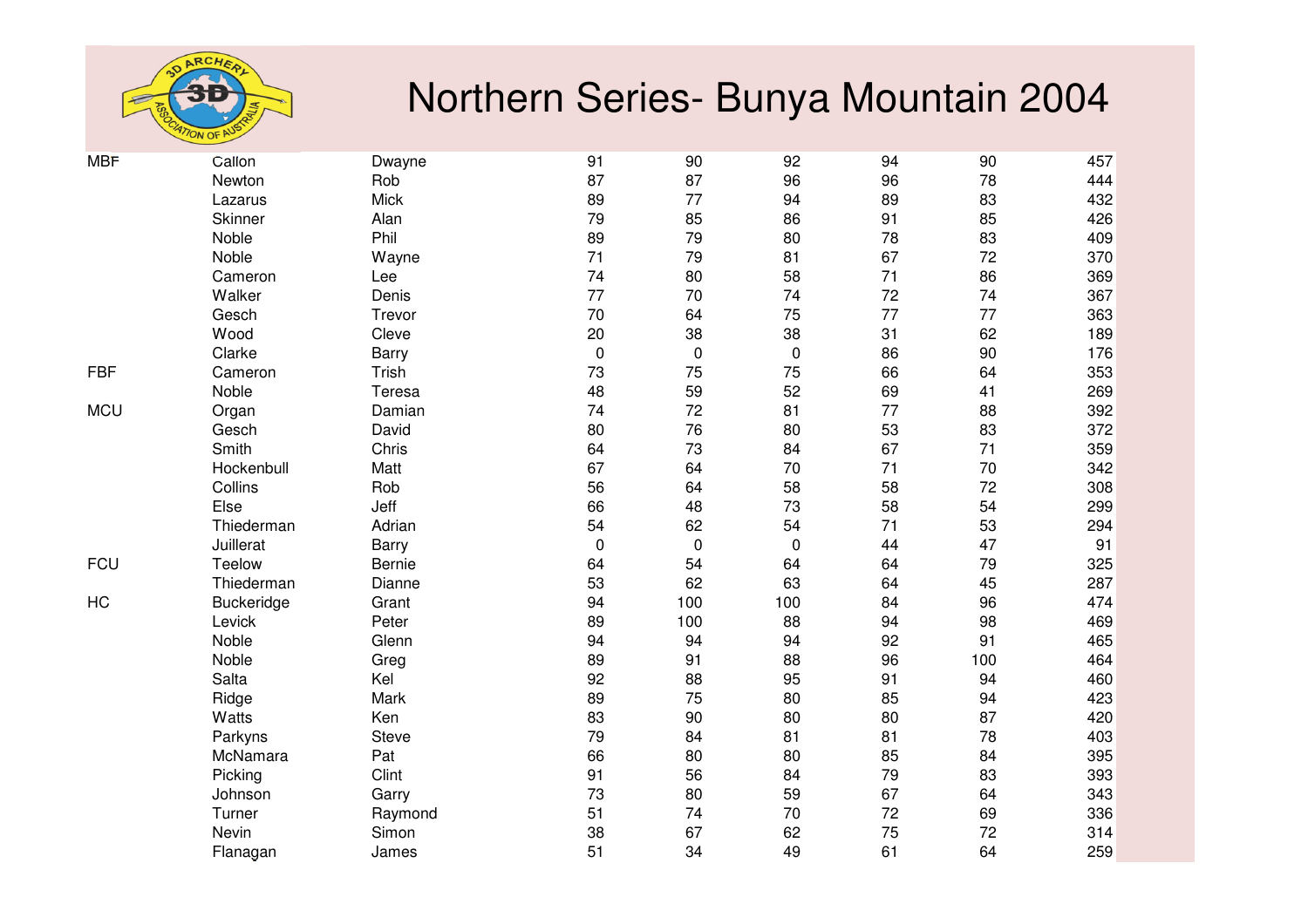# Northern Series- Bunya Mountain 2004

| | | | | | | | | |
|---|---|---|---|---|---|---|---|---|
| MBF | Callon | Dwayne | 91 | 90 | 92 | 94 | 90 | 457 |
| | Newton | Rob | 87 | 87 | 96 | 96 | 78 | 444 |
| | Lazarus | Mick | 89 | 77 | 94 | 89 | 83 | 432 |
| | Skinner | Alan | 79 | 85 | 86 | 91 | 85 | 426 |
| | Noble | Phil | 89 | 79 | 80 | 78 | 83 | 409 |
| | Noble | Wayne | 71 | 79 | 81 | 67 | 72 | 370 |
| | Cameron | Lee | 74 | 80 | 58 | 71 | 86 | 369 |
| | Walker | Denis | 77 | 70 | 74 | 72 | 74 | 367 |
| | Gesch | Trevor | 70 | 64 | 75 | 77 | 77 | 363 |
| | Wood | Cleve | 20 | 38 | 38 | 31 | 62 | 189 |
| | Clarke | Barry | 0 | 0 | 0 | 86 | 90 | 176 |
| FBF | Cameron | Trish | 73 | 75 | 75 | 66 | 64 | 353 |
| | Noble | Teresa | 48 | 59 | 52 | 69 | 41 | 269 |
| MCU | Organ | Damian | 74 | 72 | 81 | 77 | 88 | 392 |
| | Gesch | David | 80 | 76 | 80 | 53 | 83 | 372 |
| | Smith | Chris | 64 | 73 | 84 | 67 | 71 | 359 |
| | Hockenbull | Matt | 67 | 64 | 70 | 71 | 70 | 342 |
| | Collins | Rob | 56 | 64 | 58 | 58 | 72 | 308 |
| | Else | Jeff | 66 | 48 | 73 | 58 | 54 | 299 |
| | Thiederman | Adrian | 54 | 62 | 54 | 71 | 53 | 294 |
| | Juillerat | Barry | 0 | 0 | 0 | 44 | 47 | 91 |
| FCU | Teelow | Bernie | 64 | 54 | 64 | 64 | 79 | 325 |
| | Thiederman | Dianne | 53 | 62 | 63 | 64 | 45 | 287 |
| HC | Buckeridge | Grant | 94 | 100 | 100 | 84 | 96 | 474 |
| | Levick | Peter | 89 | 100 | 88 | 94 | 98 | 469 |
| | Noble | Glenn | 94 | 94 | 94 | 92 | 91 | 465 |
| | Noble | Greg | 89 | 91 | 88 | 96 | 100 | 464 |
| | Salta | Kel | 92 | 88 | 95 | 91 | 94 | 460 |
| | Ridge | Mark | 89 | 75 | 80 | 85 | 94 | 423 |
| | Watts | Ken | 83 | 90 | 80 | 80 | 87 | 420 |
| | Parkyns | Steve | 79 | 84 | 81 | 81 | 78 | 403 |
| | McNamara | Pat | 66 | 80 | 80 | 85 | 84 | 395 |
| | Picking | Clint | 91 | 56 | 84 | 79 | 83 | 393 |
| | Johnson | Garry | 73 | 80 | 59 | 67 | 64 | 343 |
| | Turner | Raymond | 51 | 74 | 70 | 72 | 69 | 336 |
| | Nevin | Simon | 38 | 67 | 62 | 75 | 72 | 314 |
| | Flanagan | James | 51 | 34 | 49 | 61 | 64 | 259 |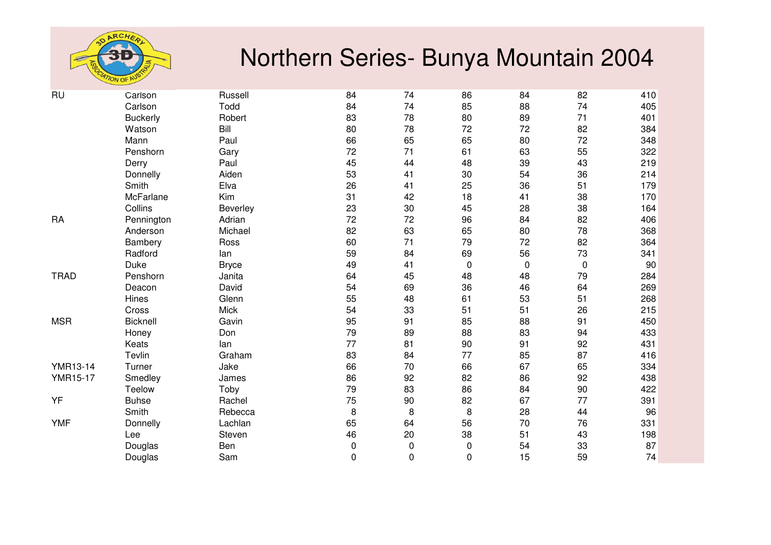# Northern Series- Bunya Mountain 2004

| | | | | | | | | |
|---|---|---|---|---|---|---|---|---|
| RU | Carlson | Russell | 84 | 74 | 86 | 84 | 82 | 410 |
| | Carlson | Todd | 84 | 74 | 85 | 88 | 74 | 405 |
| | Buckerly | Robert | 83 | 78 | 80 | 89 | 71 | 401 |
| | Watson | Bill | 80 | 78 | 72 | 72 | 82 | 384 |
| | Mann | Paul | 66 | 65 | 65 | 80 | 72 | 348 |
| | Penshorn | Gary | 72 | 71 | 61 | 63 | 55 | 322 |
| | Derry | Paul | 45 | 44 | 48 | 39 | 43 | 219 |
| | Donnelly | Aiden | 53 | 41 | 30 | 54 | 36 | 214 |
| | Smith | Elva | 26 | 41 | 25 | 36 | 51 | 179 |
| | McFarlane | Kim | 31 | 42 | 18 | 41 | 38 | 170 |
| | Collins | Beverley | 23 | 30 | 45 | 28 | 38 | 164 |
| RA | Pennington | Adrian | 72 | 72 | 96 | 84 | 82 | 406 |
| | Anderson | Michael | 82 | 63 | 65 | 80 | 78 | 368 |
| | Bambery | Ross | 60 | 71 | 79 | 72 | 82 | 364 |
| | Radford | Ian | 59 | 84 | 69 | 56 | 73 | 341 |
| | Duke | Bryce | 49 | 41 | 0 | 0 | 0 | 90 |
| TRAD | Penshorn | Janita | 64 | 45 | 48 | 48 | 79 | 284 |
| | Deacon | David | 54 | 69 | 36 | 46 | 64 | 269 |
| | Hines | Glenn | 55 | 48 | 61 | 53 | 51 | 268 |
| | Cross | Mick | 54 | 33 | 51 | 51 | 26 | 215 |
| MSR | Bicknell | Gavin | 95 | 91 | 85 | 88 | 91 | 450 |
| | Honey | Don | 79 | 89 | 88 | 83 | 94 | 433 |
| | Keats | Ian | 77 | 81 | 90 | 91 | 92 | 431 |
| | Tevlin | Graham | 83 | 84 | 77 | 85 | 87 | 416 |
| YMR13-14 | Turner | Jake | 66 | 70 | 66 | 67 | 65 | 334 |
| YMR15-17 | Smedley | James | 86 | 92 | 82 | 86 | 92 | 438 |
| | Teelow | Toby | 79 | 83 | 86 | 84 | 90 | 422 |
| YF | Buhse | Rachel | 75 | 90 | 82 | 67 | 77 | 391 |
| | Smith | Rebecca | 8 | 8 | 8 | 28 | 44 | 96 |
| YMF | Donnelly | Lachlan | 65 | 64 | 56 | 70 | 76 | 331 |
| | Lee | Steven | 46 | 20 | 38 | 51 | 43 | 198 |
| | Douglas | Ben | 0 | 0 | 0 | 54 | 33 | 87 |
| | Douglas | Sam | 0 | 0 | 0 | 15 | 59 | 74 |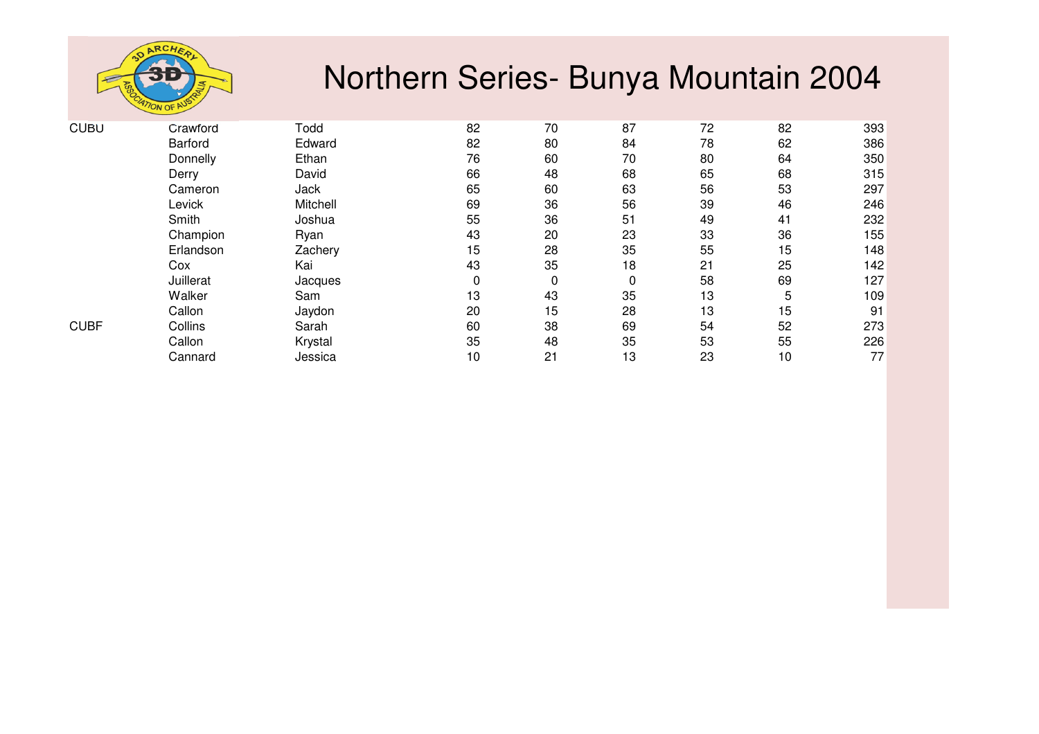# Northern Series- Bunya Mountain 2004

| | | | | | | | | |
|---|---|---|---|---|---|---|---|---|
| CUBU | Crawford | Todd | 82 | 70 | 87 | 72 | 82 | 393 |
| | Barford | Edward | 82 | 80 | 84 | 78 | 62 | 386 |
| | Donnelly | Ethan | 76 | 60 | 70 | 80 | 64 | 350 |
| | Derry | David | 66 | 48 | 68 | 65 | 68 | 315 |
| | Cameron | Jack | 65 | 60 | 63 | 56 | 53 | 297 |
| | Levick | Mitchell | 69 | 36 | 56 | 39 | 46 | 246 |
| | Smith | Joshua | 55 | 36 | 51 | 49 | 41 | 232 |
| | Champion | Ryan | 43 | 20 | 23 | 33 | 36 | 155 |
| | Erlandson | Zachery | 15 | 28 | 35 | 55 | 15 | 148 |
| | Cox | Kai | 43 | 35 | 18 | 21 | 25 | 142 |
| | Juillerat | Jacques | 0 | 0 | 0 | 58 | 69 | 127 |
| | Walker | Sam | 13 | 43 | 35 | 13 | 5 | 109 |
| | Callon | Jaydon | 20 | 15 | 28 | 13 | 15 | 91 |
| CUBF | Collins | Sarah | 60 | 38 | 69 | 54 | 52 | 273 |
| | Callon | Krystal | 35 | 48 | 35 | 53 | 55 | 226 |
| | Cannard | Jessica | 10 | 21 | 13 | 23 | 10 | 77 |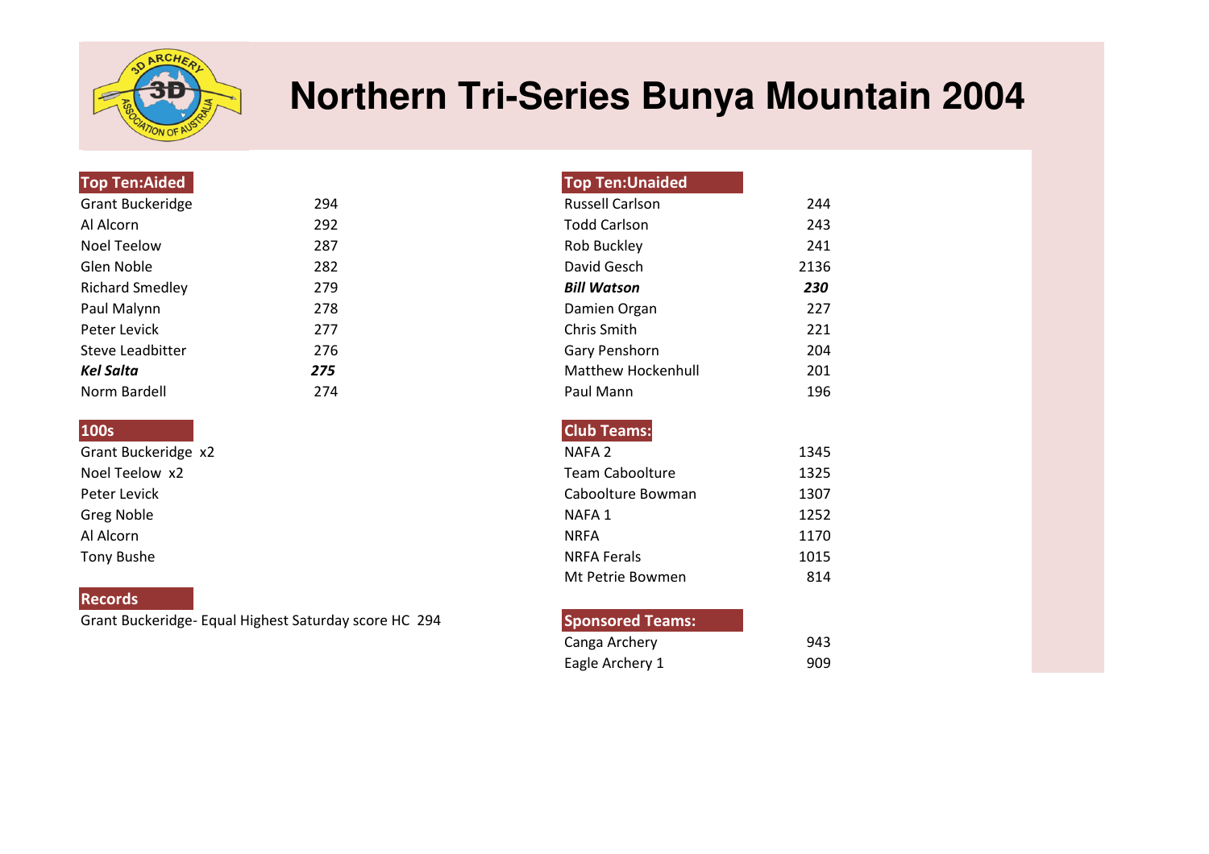# Northern Tri-Series Bunya Mountain 2004

## Top Ten:Aided

| | |
|---|---|
| Grant Buckeridge | 294 |
| Al Alcorn | 292 |
| Noel Teelow | 287 |
| Glen Noble | 282 |
| Richard Smedley | 279 |
| Paul Malynn | 278 |
| Peter Levick | 277 |
| Steve Leadbitter | 276 |
| ***Kel Salta*** | ***275*** |
| Norm Bardell | 274 |

## 100s

Grant Buckeridge x2
Noel Teelow x2
Peter Levick
Greg Noble
Al Alcorn
Tony Bushe

## Records

Grant Buckeridge- Equal Highest Saturday score HC 294

## Top Ten:Unaided

| | |
|---|---|
| Russell Carlson | 244 |
| Todd Carlson | 243 |
| Rob Buckley | 241 |
| David Gesch | 2136 |
| ***Bill Watson*** | ***230*** |
| Damien Organ | 227 |
| Chris Smith | 221 |
| Gary Penshorn | 204 |
| Matthew Hockenhull | 201 |
| Paul Mann | 196 |

## Club Teams:

| | |
|---|---|
| NAFA 2 | 1345 |
| Team Caboolture | 1325 |
| Caboolture Bowman | 1307 |
| NAFA 1 | 1252 |
| NRFA | 1170 |
| NRFA Ferals | 1015 |
| Mt Petrie Bowmen | 814 |

## Sponsored Teams:

| | |
|---|---|
| Canga Archery | 943 |
| Eagle Archery 1 | 909 |